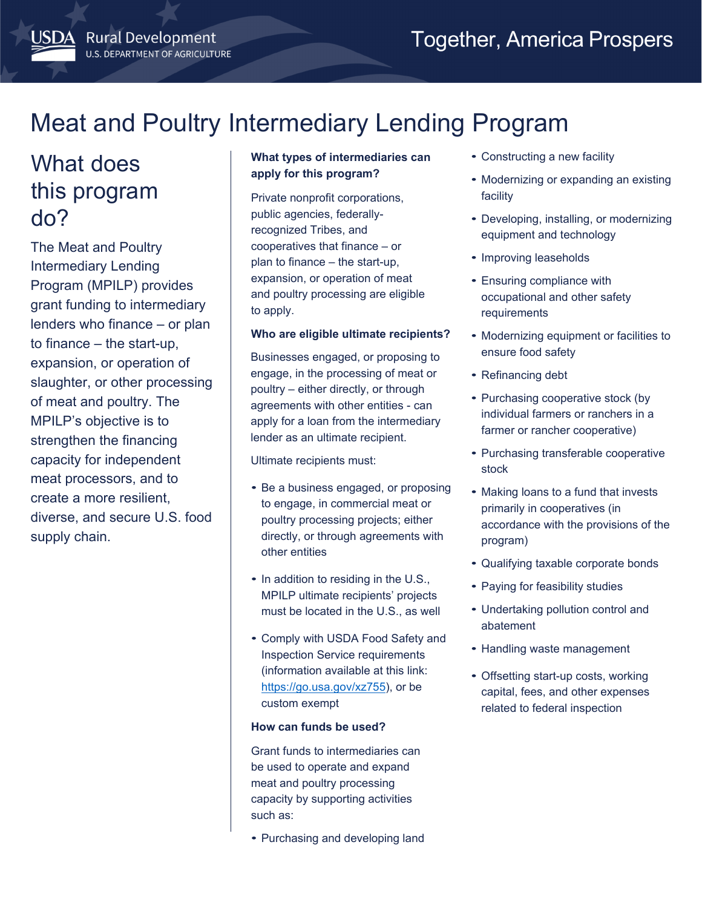USDA Rural Development
U.S. DEPARTMENT OF AGRICULTURE

Together, America Prospers

# Meat and Poultry Intermediary Lending Program

## What does this program do?

The Meat and Poultry Intermediary Lending Program (MPILP) provides grant funding to intermediary lenders who finance – or plan to finance – the start-up, expansion, or operation of slaughter, or other processing of meat and poultry. The MPILP's objective is to strengthen the financing capacity for independent meat processors, and to create a more resilient, diverse, and secure U.S. food supply chain.

**What types of intermediaries can apply for this program?**

Private nonprofit corporations, public agencies, federally-recognized Tribes, and cooperatives that finance – or plan to finance – the start-up, expansion, or operation of meat and poultry processing are eligible to apply.

**Who are eligible ultimate recipients?**

Businesses engaged, or proposing to engage, in the processing of meat or poultry – either directly, or through agreements with other entities - can apply for a loan from the intermediary lender as an ultimate recipient.

Ultimate recipients must:

- Be a business engaged, or proposing to engage, in commercial meat or poultry processing projects; either directly, or through agreements with other entities
- In addition to residing in the U.S., MPILP ultimate recipients' projects must be located in the U.S., as well
- Comply with USDA Food Safety and Inspection Service requirements (information available at this link: https://go.usa.gov/xz755), or be custom exempt

**How can funds be used?**

Grant funds to intermediaries can be used to operate and expand meat and poultry processing capacity by supporting activities such as:

- Purchasing and developing land
- Constructing a new facility
- Modernizing or expanding an existing facility
- Developing, installing, or modernizing equipment and technology
- Improving leaseholds
- Ensuring compliance with occupational and other safety requirements
- Modernizing equipment or facilities to ensure food safety
- Refinancing debt
- Purchasing cooperative stock (by individual farmers or ranchers in a farmer or rancher cooperative)
- Purchasing transferable cooperative stock
- Making loans to a fund that invests primarily in cooperatives (in accordance with the provisions of the program)
- Qualifying taxable corporate bonds
- Paying for feasibility studies
- Undertaking pollution control and abatement
- Handling waste management
- Offsetting start-up costs, working capital, fees, and other expenses related to federal inspection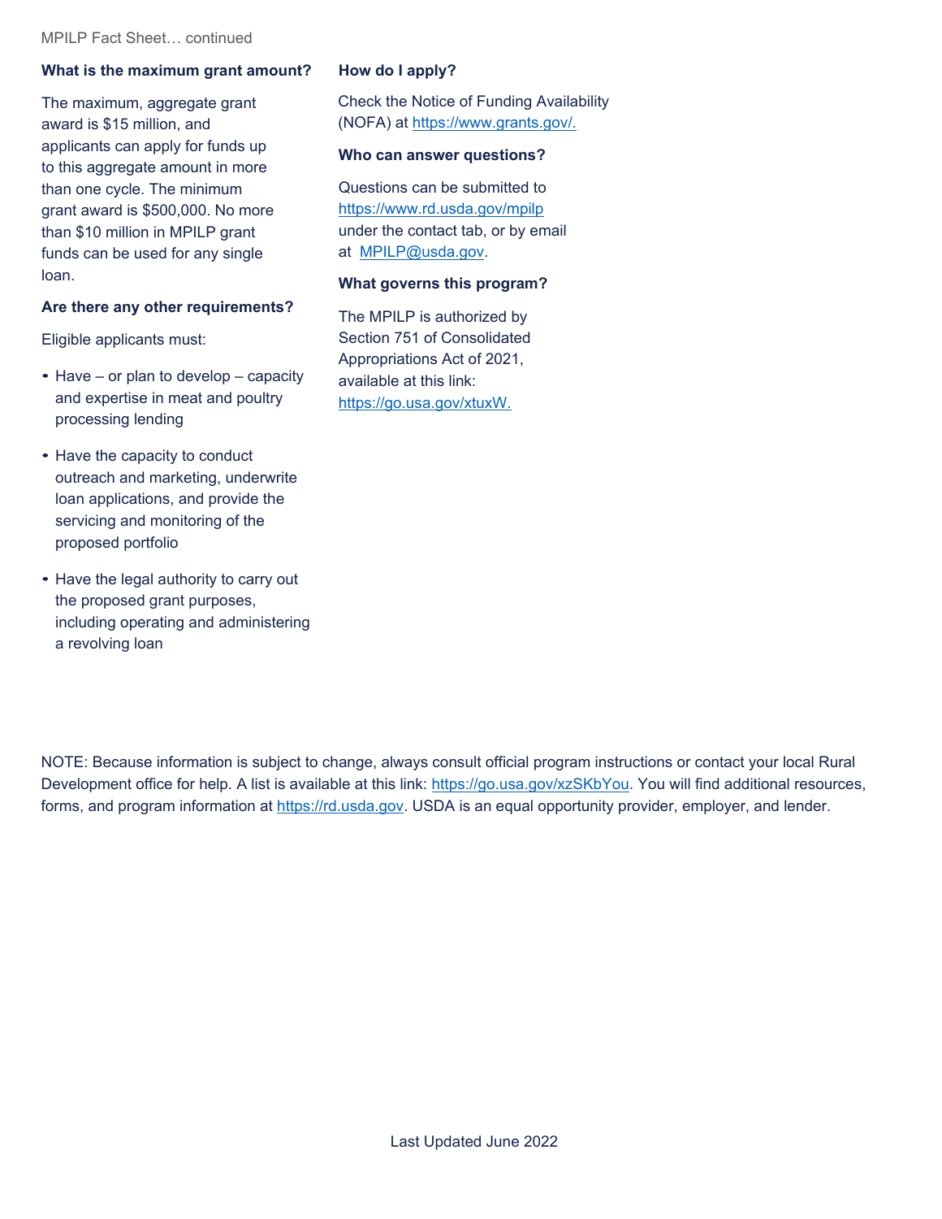### What is the maximum grant amount?

The maximum, aggregate grant award is $15 million, and applicants can apply for funds up to this aggregate amount in more than one cycle. The minimum grant award is $500,000. No more than $10 million in MPILP grant funds can be used for any single loan.

### Are there any other requirements?

Eligible applicants must:

- Have – or plan to develop – capacity and expertise in meat and poultry processing lending
- Have the capacity to conduct outreach and marketing, underwrite loan applications, and provide the servicing and monitoring of the proposed portfolio
- Have the legal authority to carry out the proposed grant purposes, including operating and administering a revolving loan

### How do I apply?

Check the Notice of Funding Availability (NOFA) at https://www.grants.gov/.

### Who can answer questions?

Questions can be submitted to https://www.rd.usda.gov/mpilp under the contact tab, or by email at MPILP@usda.gov.

### What governs this program?

The MPILP is authorized by Section 751 of Consolidated Appropriations Act of 2021, available at this link: https://go.usa.gov/xtuxW.

NOTE: Because information is subject to change, always consult official program instructions or contact your local Rural Development office for help. A list is available at this link: https://go.usa.gov/xzSKbYou. You will find additional resources, forms, and program information at https://rd.usda.gov. USDA is an equal opportunity provider, employer, and lender.

Last Updated June 2022